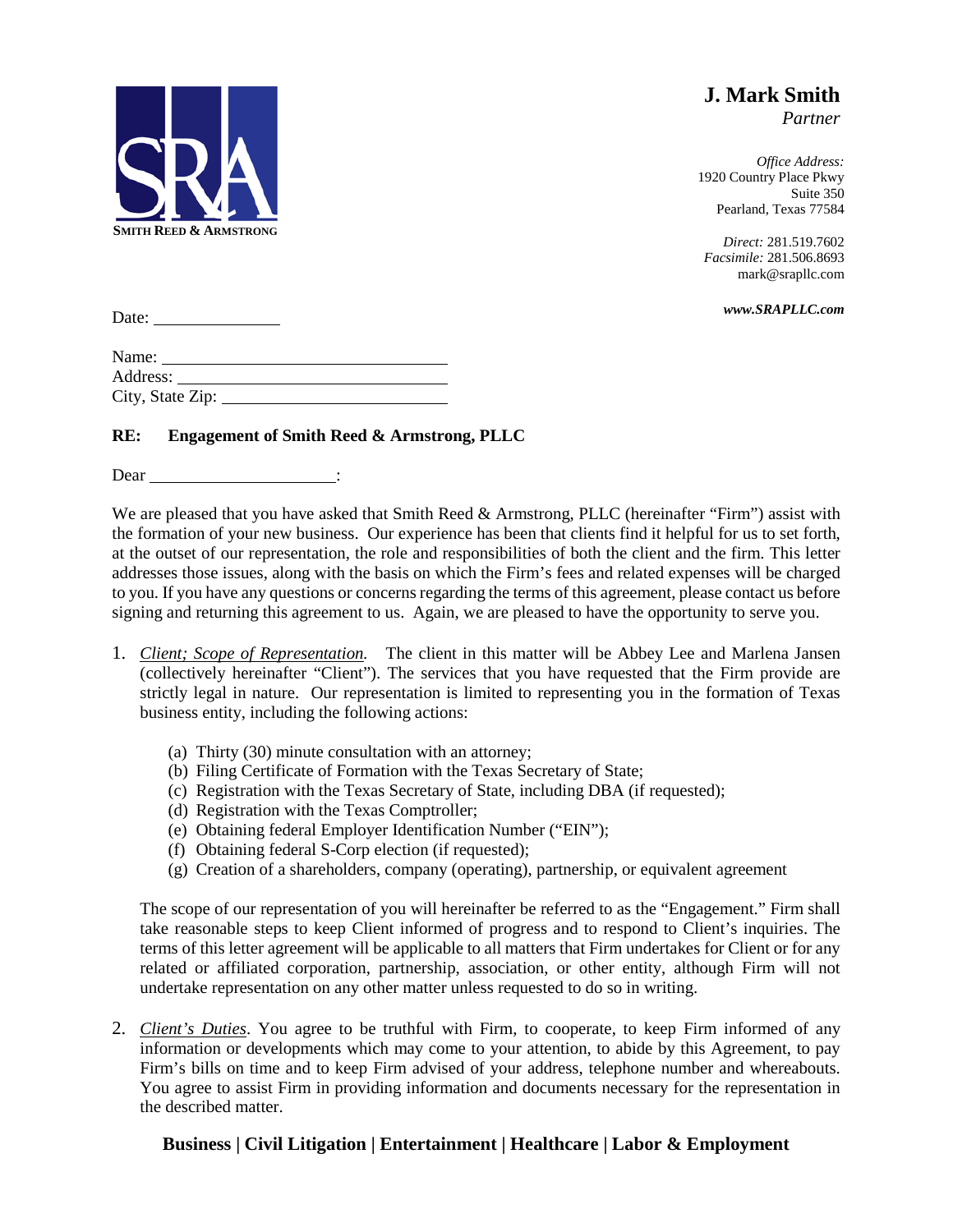SMITH REED & ARMSTRONG

**J. Mark Smith**
*Partner*

*Office Address:*
1920 Country Place Pkwy
Suite 350
Pearland, Texas 77584

*Direct:* 281.519.7602
*Facsimile:* 281.506.8693
mark@srapllc.com

***www.SRAPLLC.com***

Date: ______________

Name: ________________________________
Address: ______________________________
City, State Zip: ________________________

**RE: Engagement of Smith Reed & Armstrong, PLLC**

Dear ____________________:

We are pleased that you have asked that Smith Reed & Armstrong, PLLC (hereinafter "Firm") assist with the formation of your new business. Our experience has been that clients find it helpful for us to set forth, at the outset of our representation, the role and responsibilities of both the client and the firm. This letter addresses those issues, along with the basis on which the Firm's fees and related expenses will be charged to you. If you have any questions or concerns regarding the terms of this agreement, please contact us before signing and returning this agreement to us. Again, we are pleased to have the opportunity to serve you.

1. *Client; Scope of Representation.* The client in this matter will be Abbey Lee and Marlena Jansen (collectively hereinafter "Client"). The services that you have requested that the Firm provide are strictly legal in nature. Our representation is limited to representing you in the formation of Texas business entity, including the following actions:

   (a) Thirty (30) minute consultation with an attorney;
   (b) Filing Certificate of Formation with the Texas Secretary of State;
   (c) Registration with the Texas Secretary of State, including DBA (if requested);
   (d) Registration with the Texas Comptroller;
   (e) Obtaining federal Employer Identification Number ("EIN");
   (f) Obtaining federal S-Corp election (if requested);
   (g) Creation of a shareholders, company (operating), partnership, or equivalent agreement

   The scope of our representation of you will hereinafter be referred to as the "Engagement." Firm shall take reasonable steps to keep Client informed of progress and to respond to Client's inquiries. The terms of this letter agreement will be applicable to all matters that Firm undertakes for Client or for any related or affiliated corporation, partnership, association, or other entity, although Firm will not undertake representation on any other matter unless requested to do so in writing.

2. *Client's Duties*. You agree to be truthful with Firm, to cooperate, to keep Firm informed of any information or developments which may come to your attention, to abide by this Agreement, to pay Firm's bills on time and to keep Firm advised of your address, telephone number and whereabouts. You agree to assist Firm in providing information and documents necessary for the representation in the described matter.

**Business | Civil Litigation | Entertainment | Healthcare | Labor & Employment**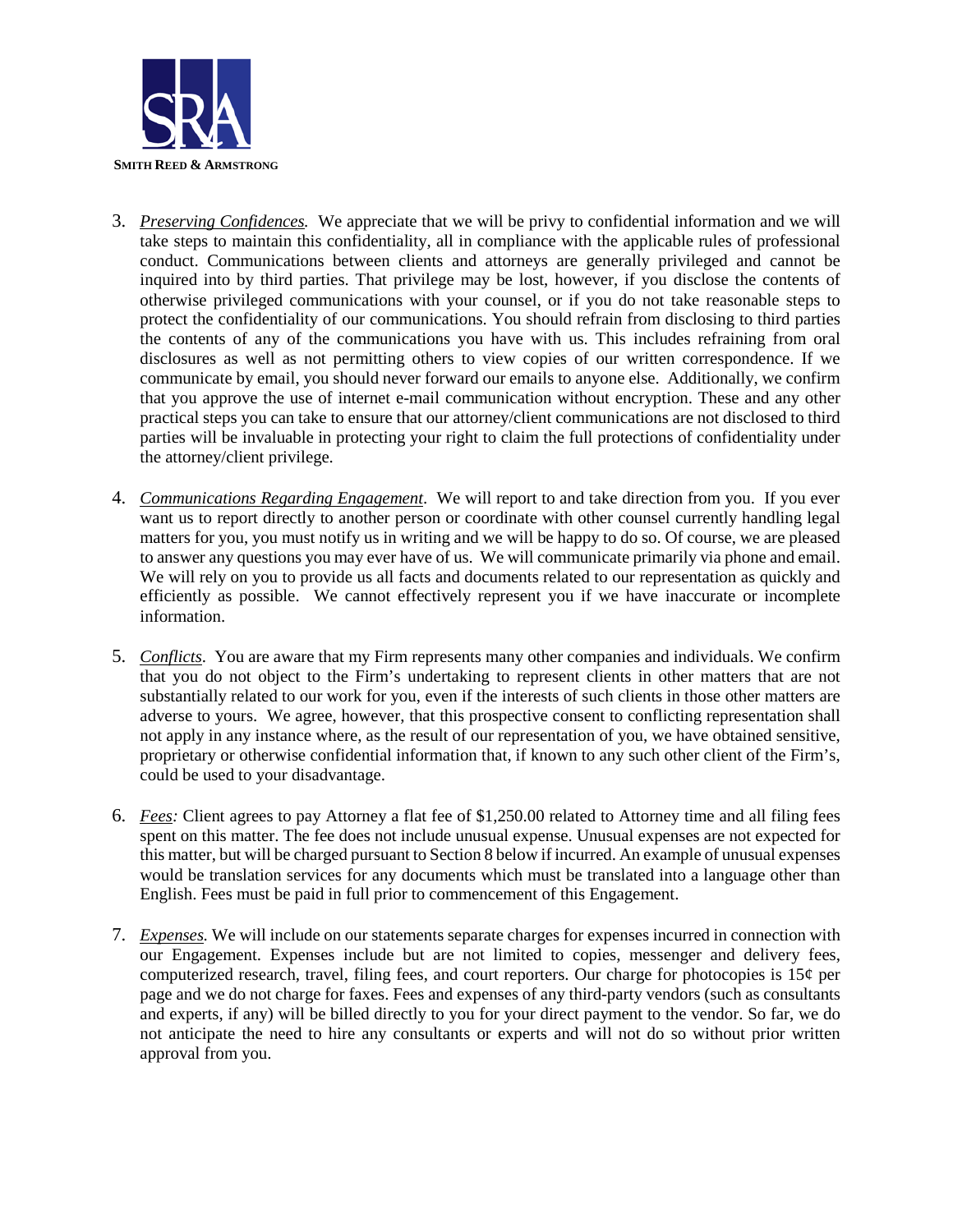3. *Preserving Confidences.* We appreciate that we will be privy to confidential information and we will take steps to maintain this confidentiality, all in compliance with the applicable rules of professional conduct. Communications between clients and attorneys are generally privileged and cannot be inquired into by third parties. That privilege may be lost, however, if you disclose the contents of otherwise privileged communications with your counsel, or if you do not take reasonable steps to protect the confidentiality of our communications. You should refrain from disclosing to third parties the contents of any of the communications you have with us. This includes refraining from oral disclosures as well as not permitting others to view copies of our written correspondence. If we communicate by email, you should never forward our emails to anyone else. Additionally, we confirm that you approve the use of internet e-mail communication without encryption. These and any other practical steps you can take to ensure that our attorney/client communications are not disclosed to third parties will be invaluable in protecting your right to claim the full protections of confidentiality under the attorney/client privilege.

4. *Communications Regarding Engagement*. We will report to and take direction from you. If you ever want us to report directly to another person or coordinate with other counsel currently handling legal matters for you, you must notify us in writing and we will be happy to do so. Of course, we are pleased to answer any questions you may ever have of us. We will communicate primarily via phone and email. We will rely on you to provide us all facts and documents related to our representation as quickly and efficiently as possible. We cannot effectively represent you if we have inaccurate or incomplete information.

5. *Conflicts*. You are aware that my Firm represents many other companies and individuals. We confirm that you do not object to the Firm's undertaking to represent clients in other matters that are not substantially related to our work for you, even if the interests of such clients in those other matters are adverse to yours. We agree, however, that this prospective consent to conflicting representation shall not apply in any instance where, as the result of our representation of you, we have obtained sensitive, proprietary or otherwise confidential information that, if known to any such other client of the Firm's, could be used to your disadvantage.

6. *Fees:* Client agrees to pay Attorney a flat fee of $1,250.00 related to Attorney time and all filing fees spent on this matter. The fee does not include unusual expense. Unusual expenses are not expected for this matter, but will be charged pursuant to Section 8 below if incurred. An example of unusual expenses would be translation services for any documents which must be translated into a language other than English. Fees must be paid in full prior to commencement of this Engagement.

7. *Expenses.* We will include on our statements separate charges for expenses incurred in connection with our Engagement. Expenses include but are not limited to copies, messenger and delivery fees, computerized research, travel, filing fees, and court reporters. Our charge for photocopies is 15¢ per page and we do not charge for faxes. Fees and expenses of any third-party vendors (such as consultants and experts, if any) will be billed directly to you for your direct payment to the vendor. So far, we do not anticipate the need to hire any consultants or experts and will not do so without prior written approval from you.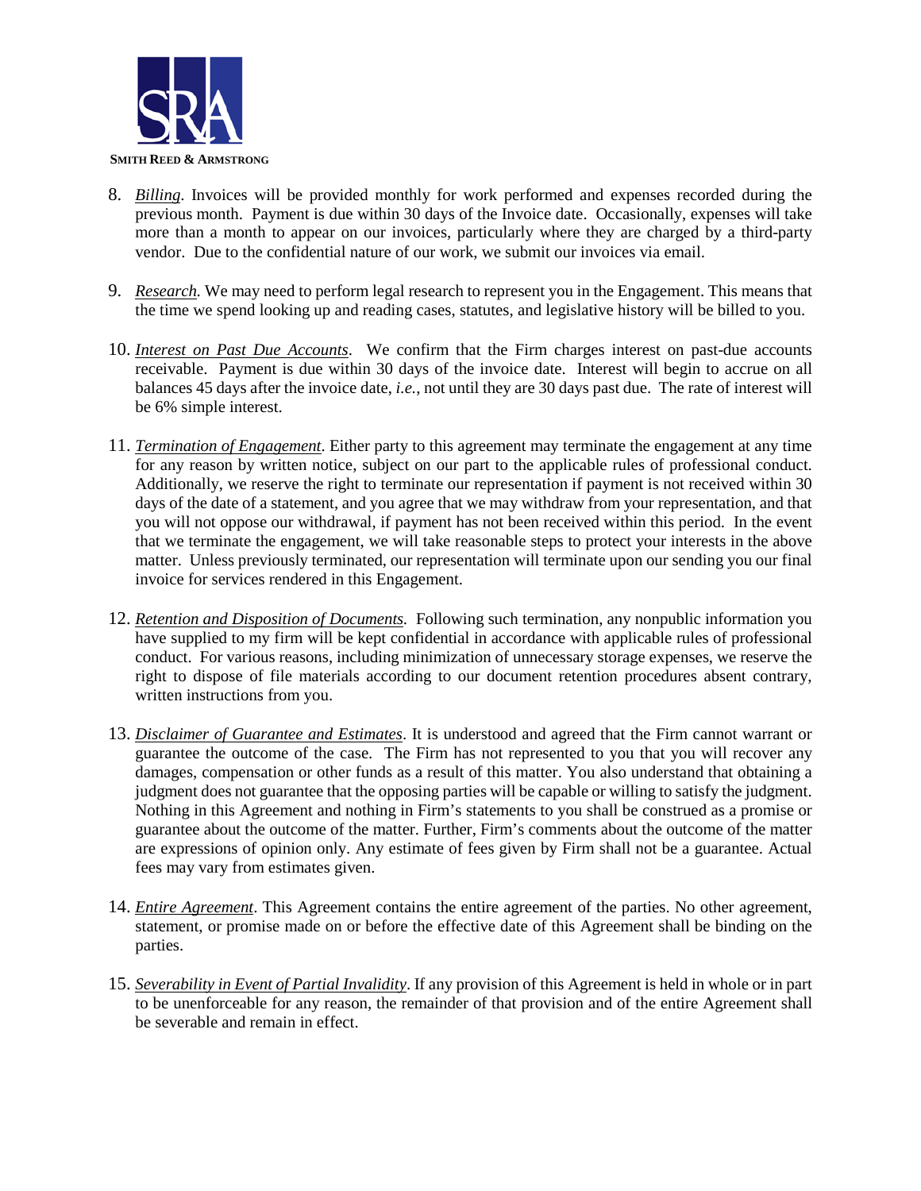8. *Billing*. Invoices will be provided monthly for work performed and expenses recorded during the previous month. Payment is due within 30 days of the Invoice date. Occasionally, expenses will take more than a month to appear on our invoices, particularly where they are charged by a third-party vendor. Due to the confidential nature of our work, we submit our invoices via email.

9. *Research.* We may need to perform legal research to represent you in the Engagement. This means that the time we spend looking up and reading cases, statutes, and legislative history will be billed to you.

10. *Interest on Past Due Accounts*. We confirm that the Firm charges interest on past-due accounts receivable. Payment is due within 30 days of the invoice date. Interest will begin to accrue on all balances 45 days after the invoice date, *i.e.*, not until they are 30 days past due. The rate of interest will be 6% simple interest.

11. *Termination of Engagement*. Either party to this agreement may terminate the engagement at any time for any reason by written notice, subject on our part to the applicable rules of professional conduct. Additionally, we reserve the right to terminate our representation if payment is not received within 30 days of the date of a statement, and you agree that we may withdraw from your representation, and that you will not oppose our withdrawal, if payment has not been received within this period. In the event that we terminate the engagement, we will take reasonable steps to protect your interests in the above matter. Unless previously terminated, our representation will terminate upon our sending you our final invoice for services rendered in this Engagement.

12. *Retention and Disposition of Documents.* Following such termination, any nonpublic information you have supplied to my firm will be kept confidential in accordance with applicable rules of professional conduct. For various reasons, including minimization of unnecessary storage expenses, we reserve the right to dispose of file materials according to our document retention procedures absent contrary, written instructions from you.

13. *Disclaimer of Guarantee and Estimates*. It is understood and agreed that the Firm cannot warrant or guarantee the outcome of the case. The Firm has not represented to you that you will recover any damages, compensation or other funds as a result of this matter. You also understand that obtaining a judgment does not guarantee that the opposing parties will be capable or willing to satisfy the judgment. Nothing in this Agreement and nothing in Firm's statements to you shall be construed as a promise or guarantee about the outcome of the matter. Further, Firm's comments about the outcome of the matter are expressions of opinion only. Any estimate of fees given by Firm shall not be a guarantee. Actual fees may vary from estimates given.

14. *Entire Agreement*. This Agreement contains the entire agreement of the parties. No other agreement, statement, or promise made on or before the effective date of this Agreement shall be binding on the parties.

15. *Severability in Event of Partial Invalidity*. If any provision of this Agreement is held in whole or in part to be unenforceable for any reason, the remainder of that provision and of the entire Agreement shall be severable and remain in effect.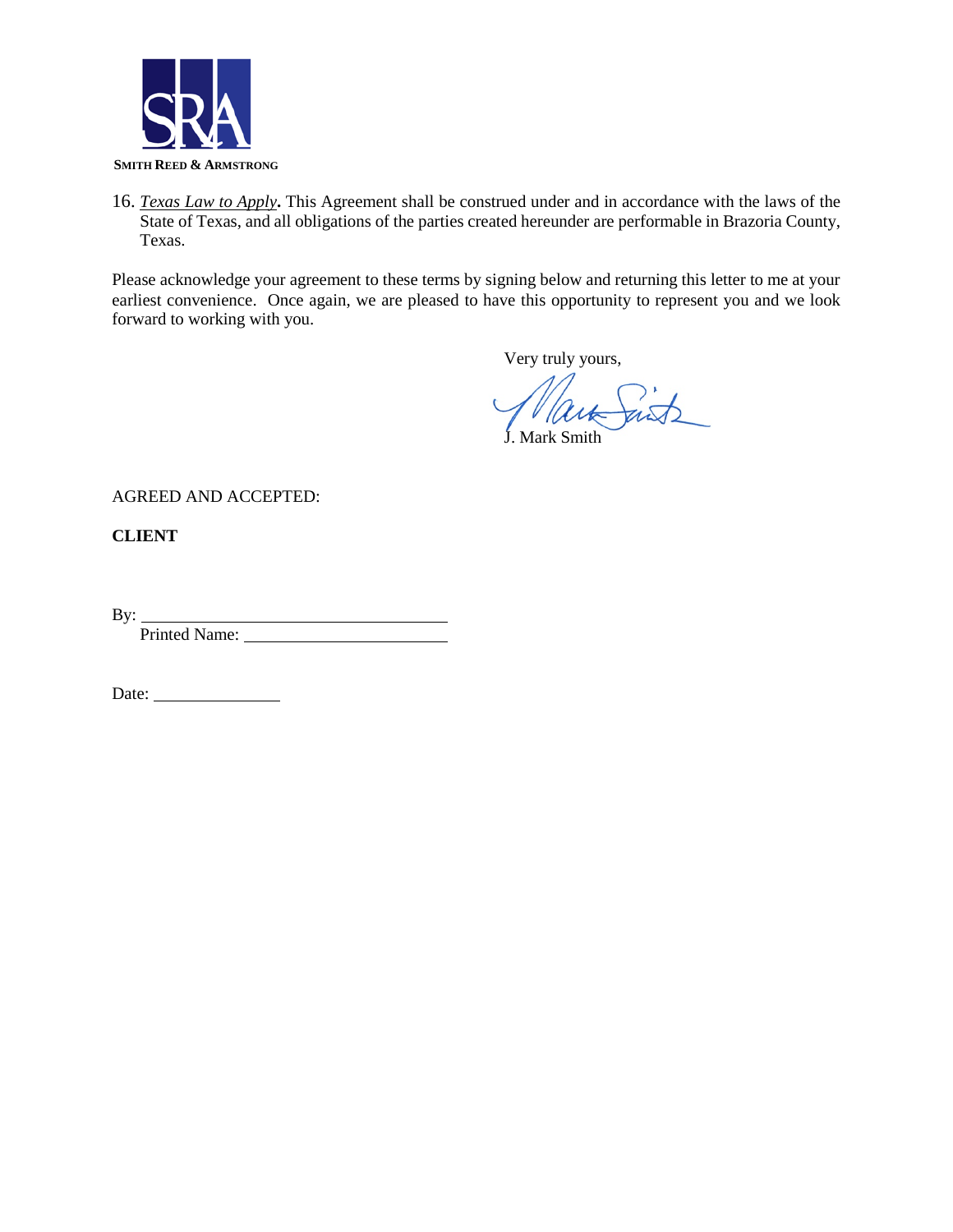**SMITH REED & ARMSTRONG**

16. ***Texas Law to Apply*.** This Agreement shall be construed under and in accordance with the laws of the State of Texas, and all obligations of the parties created hereunder are performable in Brazoria County, Texas.

Please acknowledge your agreement to these terms by signing below and returning this letter to me at your earliest convenience. Once again, we are pleased to have this opportunity to represent you and we look forward to working with you.

Very truly yours,

J. Mark Smith

AGREED AND ACCEPTED:

**CLIENT**

By: \_\_\_\_\_\_\_\_\_\_\_\_\_\_\_\_\_\_\_\_\_\_\_\_\_\_\_\_\_\_\_\_\_\_\_\_

Printed Name: \_\_\_\_\_\_\_\_\_\_\_\_\_\_\_\_\_\_\_\_\_\_\_\_

Date: \_\_\_\_\_\_\_\_\_\_\_\_\_\_\_